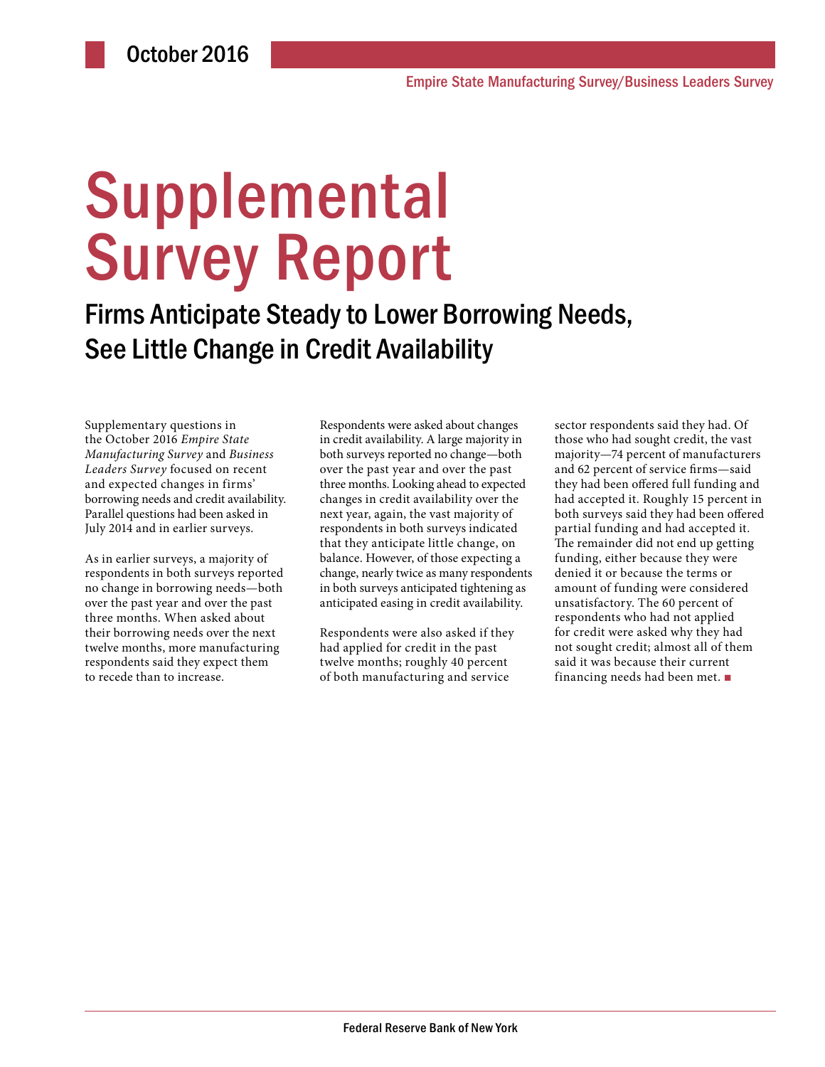October 2016

Empire State Manufacturing Survey/Business Leaders Survey

# Supplemental Survey Report

## Firms Anticipate Steady to Lower Borrowing Needs, See Little Change in Credit Availability

Supplementary questions in the October 2016 *Empire State Manufacturing Survey* and *Business Leaders Survey* focused on recent and expected changes in firms' borrowing needs and credit availability. Parallel questions had been asked in July 2014 and in earlier surveys.

As in earlier surveys, a majority of respondents in both surveys reported no change in borrowing needs—both over the past year and over the past three months. When asked about their borrowing needs over the next twelve months, more manufacturing respondents said they expect them to recede than to increase.

Respondents were asked about changes in credit availability. A large majority in both surveys reported no change—both over the past year and over the past three months. Looking ahead to expected changes in credit availability over the next year, again, the vast majority of respondents in both surveys indicated that they anticipate little change, on balance. However, of those expecting a change, nearly twice as many respondents in both surveys anticipated tightening as anticipated easing in credit availability.

Respondents were also asked if they had applied for credit in the past twelve months; roughly 40 percent of both manufacturing and service sector respondents said they had. Of those who had sought credit, the vast majority—74 percent of manufacturers and 62 percent of service firms—said they had been offered full funding and had accepted it. Roughly 15 percent in both surveys said they had been offered partial funding and had accepted it. The remainder did not end up getting funding, either because they were denied it or because the terms or amount of funding were considered unsatisfactory. The 60 percent of respondents who had not applied for credit were asked why they had not sought credit; almost all of them said it was because their current financing needs had been met. ■

Federal Reserve Bank of New York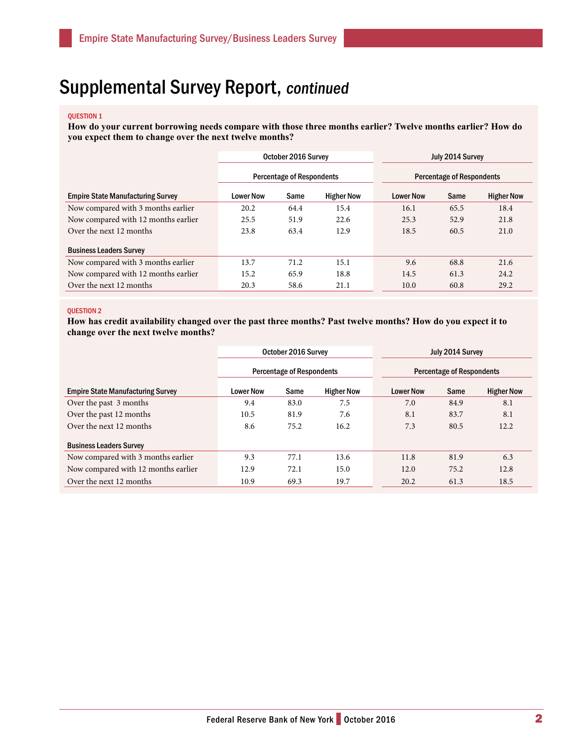# Supplemental Survey Report, *continued*

QUESTION 1

**How do your current borrowing needs compare with those three months earlier? Twelve months earlier? How do you expect them to change over the next twelve months?**

| | October 2016 Survey | | | July 2014 Survey | | |
|---|---|---|---|---|---|---|
| | Percentage of Respondents | | | Percentage of Respondents | | |
| **Empire State Manufacturing Survey** | Lower Now | Same | Higher Now | Lower Now | Same | Higher Now |
| Now compared with 3 months earlier | 20.2 | 64.4 | 15.4 | 16.1 | 65.5 | 18.4 |
| Now compared with 12 months earlier | 25.5 | 51.9 | 22.6 | 25.3 | 52.9 | 21.8 |
| Over the next 12 months | 23.8 | 63.4 | 12.9 | 18.5 | 60.5 | 21.0 |
| **Business Leaders Survey** | | | | | | |
| Now compared with 3 months earlier | 13.7 | 71.2 | 15.1 | 9.6 | 68.8 | 21.6 |
| Now compared with 12 months earlier | 15.2 | 65.9 | 18.8 | 14.5 | 61.3 | 24.2 |
| Over the next 12 months | 20.3 | 58.6 | 21.1 | 10.0 | 60.8 | 29.2 |

QUESTION 2

**How has credit availability changed over the past three months? Past twelve months? How do you expect it to change over the next twelve months?**

| | October 2016 Survey | | | July 2014 Survey | | |
|---|---|---|---|---|---|---|
| | Percentage of Respondents | | | Percentage of Respondents | | |
| **Empire State Manufacturing Survey** | Lower Now | Same | Higher Now | Lower Now | Same | Higher Now |
| Over the past 3 months | 9.4 | 83.0 | 7.5 | 7.0 | 84.9 | 8.1 |
| Over the past 12 months | 10.5 | 81.9 | 7.6 | 8.1 | 83.7 | 8.1 |
| Over the next 12 months | 8.6 | 75.2 | 16.2 | 7.3 | 80.5 | 12.2 |
| **Business Leaders Survey** | | | | | | |
| Now compared with 3 months earlier | 9.3 | 77.1 | 13.6 | 11.8 | 81.9 | 6.3 |
| Now compared with 12 months earlier | 12.9 | 72.1 | 15.0 | 12.0 | 75.2 | 12.8 |
| Over the next 12 months | 10.9 | 69.3 | 19.7 | 20.2 | 61.3 | 18.5 |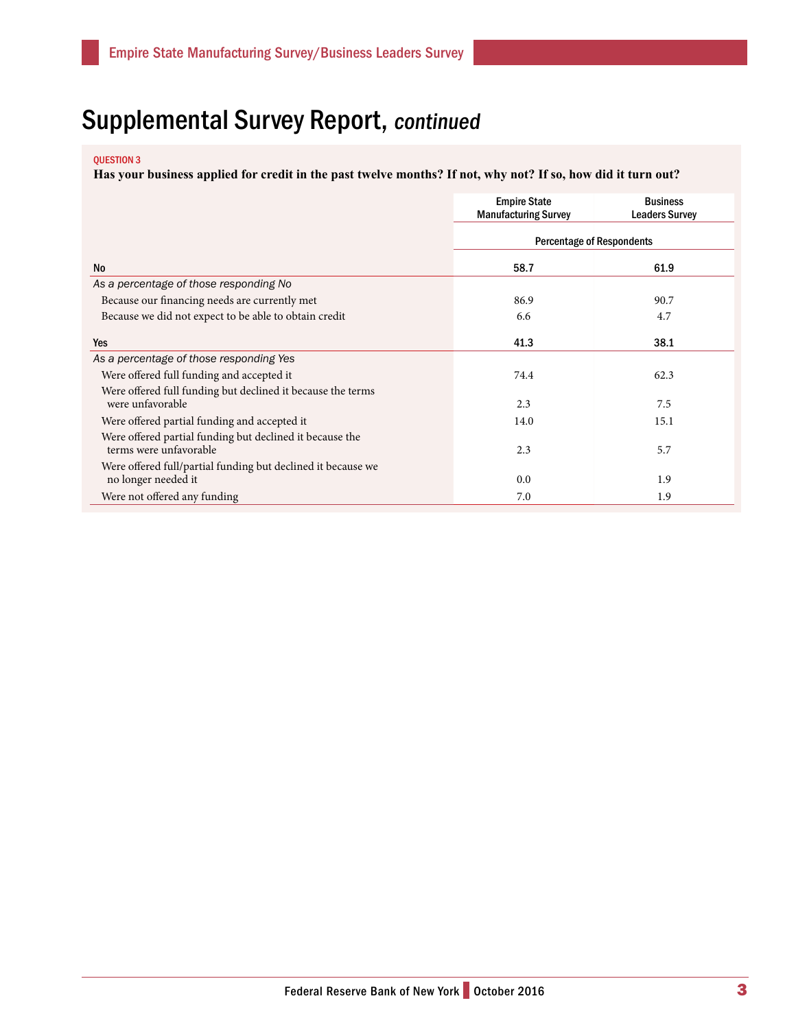# Supplemental Survey Report, *continued*

QUESTION 3

**Has your business applied for credit in the past twelve months? If not, why not? If so, how did it turn out?**

| | Empire State Manufacturing Survey | Business Leaders Survey |
|---|---|---|
| | Percentage of Respondents | |
| **No** | **58.7** | **61.9** |
| *As a percentage of those responding No* | | |
| Because our financing needs are currently met | 86.9 | 90.7 |
| Because we did not expect to be able to obtain credit | 6.6 | 4.7 |
| **Yes** | **41.3** | **38.1** |
| *As a percentage of those responding Yes* | | |
| Were offered full funding and accepted it | 74.4 | 62.3 |
| Were offered full funding but declined it because the terms were unfavorable | 2.3 | 7.5 |
| Were offered partial funding and accepted it | 14.0 | 15.1 |
| Were offered partial funding but declined it because the terms were unfavorable | 2.3 | 5.7 |
| Were offered full/partial funding but declined it because we no longer needed it | 0.0 | 1.9 |
| Were not offered any funding | 7.0 | 1.9 |